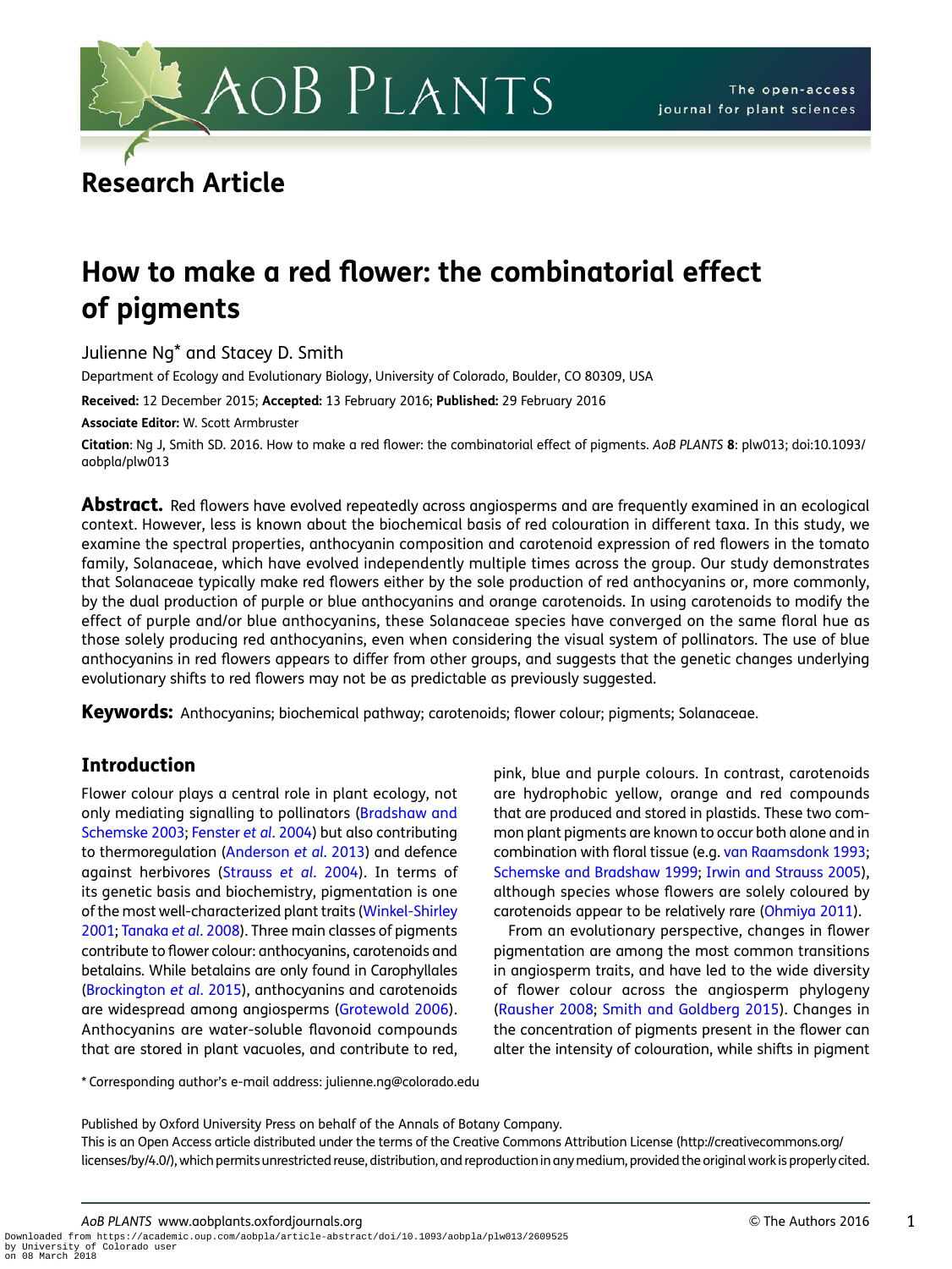Research Article

# How to make a red flower: the combinatorial effect of pigments

Julienne Ng* and Stacey D. Smith

Department of Ecology and Evolutionary Biology, University of Colorado, Boulder, CO 80309, USA

**Received:** 12 December 2015; **Accepted:** 13 February 2016; **Published:** 29 February 2016

**Associate Editor:** W. Scott Armbruster

**Citation**: Ng J, Smith SD. 2016. How to make a red flower: the combinatorial effect of pigments. *AoB PLANTS* **8**: plw013; doi:10.1093/aobpla/plw013

**Abstract.** Red flowers have evolved repeatedly across angiosperms and are frequently examined in an ecological context. However, less is known about the biochemical basis of red colouration in different taxa. In this study, we examine the spectral properties, anthocyanin composition and carotenoid expression of red flowers in the tomato family, Solanaceae, which have evolved independently multiple times across the group. Our study demonstrates that Solanaceae typically make red flowers either by the sole production of red anthocyanins or, more commonly, by the dual production of purple or blue anthocyanins and orange carotenoids. In using carotenoids to modify the effect of purple and/or blue anthocyanins, these Solanaceae species have converged on the same floral hue as those solely producing red anthocyanins, even when considering the visual system of pollinators. The use of blue anthocyanins in red flowers appears to differ from other groups, and suggests that the genetic changes underlying evolutionary shifts to red flowers may not be as predictable as previously suggested.

**Keywords:** Anthocyanins; biochemical pathway; carotenoids; flower colour; pigments; Solanaceae.

## Introduction

Flower colour plays a central role in plant ecology, not only mediating signalling to pollinators (Bradshaw and Schemske 2003; Fenster *et al.* 2004) but also contributing to thermoregulation (Anderson *et al.* 2013) and defence against herbivores (Strauss *et al.* 2004). In terms of its genetic basis and biochemistry, pigmentation is one of the most well-characterized plant traits (Winkel-Shirley 2001; Tanaka *et al.* 2008). Three main classes of pigments contribute to flower colour: anthocyanins, carotenoids and betalains. While betalains are only found in Caryophyllales (Brockington *et al.* 2015), anthocyanins and carotenoids are widespread among angiosperms (Grotewold 2006). Anthocyanins are water-soluble flavonoid compounds that are stored in plant vacuoles, and contribute to red, pink, blue and purple colours. In contrast, carotenoids are hydrophobic yellow, orange and red compounds that are produced and stored in plastids. These two common plant pigments are known to occur both alone and in combination with floral tissue (e.g. van Raamsdonk 1993; Schemske and Bradshaw 1999; Irwin and Strauss 2005), although species whose flowers are solely coloured by carotenoids appear to be relatively rare (Ohmiya 2011).

From an evolutionary perspective, changes in flower pigmentation are among the most common transitions in angiosperm traits, and have led to the wide diversity of flower colour across the angiosperm phylogeny (Rausher 2008; Smith and Goldberg 2015). Changes in the concentration of pigments present in the flower can alter the intensity of colouration, while shifts in pigment

* Corresponding author's e-mail address: julienne.ng@colorado.edu

Published by Oxford University Press on behalf of the Annals of Botany Company.
This is an Open Access article distributed under the terms of the Creative Commons Attribution License (http://creativecommons.org/licenses/by/4.0/), which permits unrestricted reuse, distribution, and reproduction in any medium, provided the original work is properly cited.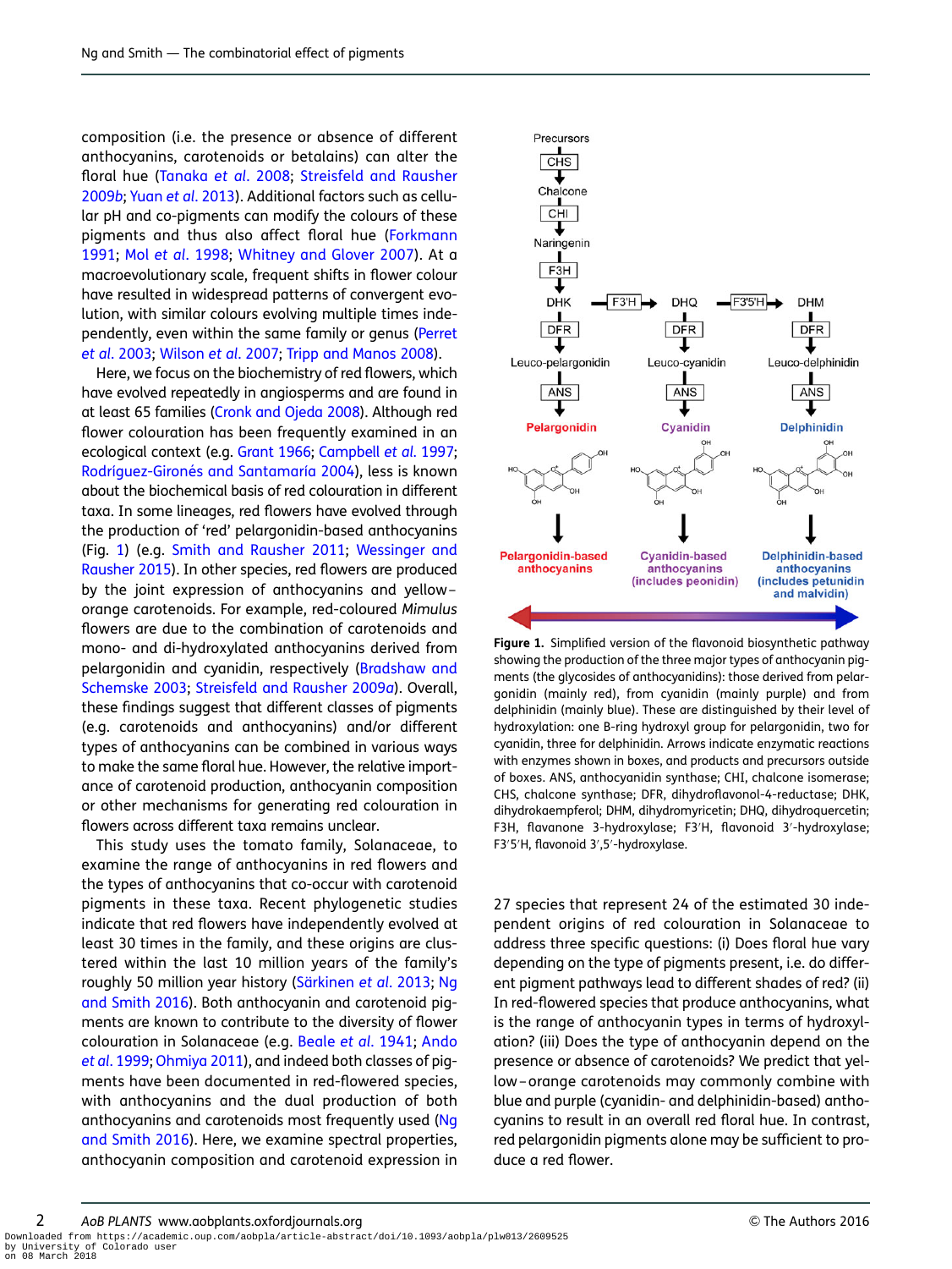composition (i.e. the presence or absence of different anthocyanins, carotenoids or betalains) can alter the floral hue (Tanaka *et al.* 2008; Streisfeld and Rausher 2009*b*; Yuan *et al.* 2013). Additional factors such as cellular pH and co-pigments can modify the colours of these pigments and thus also affect floral hue (Forkmann 1991; Mol *et al.* 1998; Whitney and Glover 2007). At a macroevolutionary scale, frequent shifts in flower colour have resulted in widespread patterns of convergent evolution, with similar colours evolving multiple times independently, even within the same family or genus (Perret *et al.* 2003; Wilson *et al.* 2007; Tripp and Manos 2008).

Here, we focus on the biochemistry of red flowers, which have evolved repeatedly in angiosperms and are found in at least 65 families (Cronk and Ojeda 2008). Although red flower colouration has been frequently examined in an ecological context (e.g. Grant 1966; Campbell *et al.* 1997; Rodríguez-Gironés and Santamaría 2004), less is known about the biochemical basis of red colouration in different taxa. In some lineages, red flowers have evolved through the production of 'red' pelargonidin-based anthocyanins (Fig. 1) (e.g. Smith and Rausher 2011; Wessinger and Rausher 2015). In other species, red flowers are produced by the joint expression of anthocyanins and yellow–orange carotenoids. For example, red-coloured *Mimulus* flowers are due to the combination of carotenoids and mono- and di-hydroxylated anthocyanins derived from pelargonidin and cyanidin, respectively (Bradshaw and Schemske 2003; Streisfeld and Rausher 2009*a*). Overall, these findings suggest that different classes of pigments (e.g. carotenoids and anthocyanins) and/or different types of anthocyanins can be combined in various ways to make the same floral hue. However, the relative importance of carotenoid production, anthocyanin composition or other mechanisms for generating red colouration in flowers across different taxa remains unclear.

This study uses the tomato family, Solanaceae, to examine the range of anthocyanins in red flowers and the types of anthocyanins that co-occur with carotenoid pigments in these taxa. Recent phylogenetic studies indicate that red flowers have independently evolved at least 30 times in the family, and these origins are clustered within the last 10 million years of the family's roughly 50 million year history (Särkinen *et al.* 2013; Ng and Smith 2016). Both anthocyanin and carotenoid pigments are known to contribute to the diversity of flower colouration in Solanaceae (e.g. Beale *et al.* 1941; Ando *et al.* 1999; Ohmiya 2011), and indeed both classes of pigments have been documented in red-flowered species, with anthocyanins and the dual production of both anthocyanins and carotenoids most frequently used (Ng and Smith 2016). Here, we examine spectral properties, anthocyanin composition and carotenoid expression in 27 species that represent 24 of the estimated 30 independent origins of red colouration in Solanaceae to address three specific questions: (i) Does floral hue vary depending on the type of pigments present, i.e. do different pigment pathways lead to different shades of red? (ii) In red-flowered species that produce anthocyanins, what is the range of anthocyanin types in terms of hydroxylation? (iii) Does the type of anthocyanin depend on the presence or absence of carotenoids? We predict that yellow–orange carotenoids may commonly combine with blue and purple (cyanidin- and delphinidin-based) anthocyanins to result in an overall red floral hue. In contrast, red pelargonidin pigments alone may be sufficient to produce a red flower.

**Figure 1.** Simplified version of the flavonoid biosynthetic pathway showing the production of the three major types of anthocyanin pigments (the glycosides of anthocyanidins): those derived from pelargonidin (mainly red), from cyanidin (mainly purple) and from delphinidin (mainly blue). These are distinguished by their level of hydroxylation: one B-ring hydroxyl group for pelargonidin, two for cyanidin, three for delphinidin. Arrows indicate enzymatic reactions with enzymes shown in boxes, and products and precursors outside of boxes. ANS, anthocyanidin synthase; CHI, chalcone isomerase; CHS, chalcone synthase; DFR, dihydroflavonol-4-reductase; DHK, dihydrokaempferol; DHM, dihydromyricetin; DHQ, dihydroquercetin; F3H, flavanone 3-hydroxylase; F3′H, flavonoid 3′-hydroxylase; F3′5′H, flavonoid 3′,5′-hydroxylase.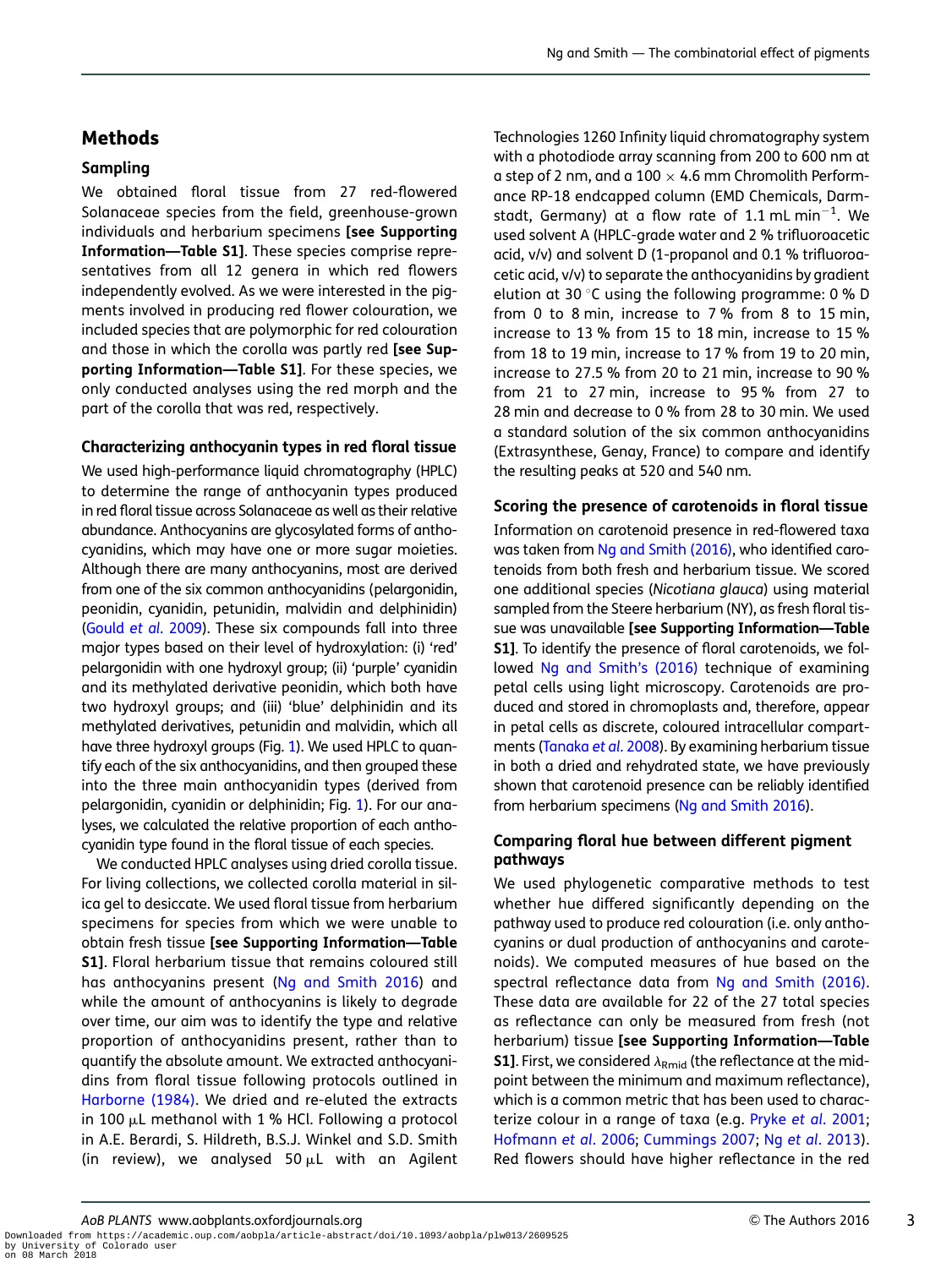## Methods

### Sampling

We obtained floral tissue from 27 red-flowered Solanaceae species from the field, greenhouse-grown individuals and herbarium specimens **[see Supporting Information—Table S1]**. These species comprise representatives from all 12 genera in which red flowers independently evolved. As we were interested in the pigments involved in producing red flower colouration, we included species that are polymorphic for red colouration and those in which the corolla was partly red **[see Supporting Information—Table S1]**. For these species, we only conducted analyses using the red morph and the part of the corolla that was red, respectively.

### Characterizing anthocyanin types in red floral tissue

We used high-performance liquid chromatography (HPLC) to determine the range of anthocyanin types produced in red floral tissue across Solanaceae as well as their relative abundance. Anthocyanins are glycosylated forms of anthocyanidins, which may have one or more sugar moieties. Although there are many anthocyanins, most are derived from one of the six common anthocyanidins (pelargonidin, peonidin, cyanidin, petunidin, malvidin and delphinidin) (Gould *et al.* 2009). These six compounds fall into three major types based on their level of hydroxylation: (i) 'red' pelargonidin with one hydroxyl group; (ii) 'purple' cyanidin and its methylated derivative peonidin, which both have two hydroxyl groups; and (iii) 'blue' delphinidin and its methylated derivatives, petunidin and malvidin, which all have three hydroxyl groups (Fig. 1). We used HPLC to quantify each of the six anthocyanidins, and then grouped these into the three main anthocyanidin types (derived from pelargonidin, cyanidin or delphinidin; Fig. 1). For our analyses, we calculated the relative proportion of each anthocyanidin type found in the floral tissue of each species.

We conducted HPLC analyses using dried corolla tissue. For living collections, we collected corolla material in silica gel to desiccate. We used floral tissue from herbarium specimens for species from which we were unable to obtain fresh tissue **[see Supporting Information—Table S1]**. Floral herbarium tissue that remains coloured still has anthocyanins present (Ng and Smith 2016) and while the amount of anthocyanins is likely to degrade over time, our aim was to identify the type and relative proportion of anthocyanidins present, rather than to quantify the absolute amount. We extracted anthocyanidins from floral tissue following protocols outlined in Harborne (1984). We dried and re-eluted the extracts in 100 μL methanol with 1 % HCl. Following a protocol in A.E. Berardi, S. Hildreth, B.S.J. Winkel and S.D. Smith (in review), we analysed 50 μL with an Agilent Technologies 1260 Infinity liquid chromatography system with a photodiode array scanning from 200 to 600 nm at a step of 2 nm, and a 100 × 4.6 mm Chromolith Performance RP-18 endcapped column (EMD Chemicals, Darmstadt, Germany) at a flow rate of 1.1 mL min$^{-1}$. We used solvent A (HPLC-grade water and 2 % trifluoroacetic acid, v/v) and solvent D (1-propanol and 0.1 % trifluoroacetic acid, v/v) to separate the anthocyanidins by gradient elution at 30 °C using the following programme: 0 % D from 0 to 8 min, increase to 7 % from 8 to 15 min, increase to 13 % from 15 to 18 min, increase to 15 % from 18 to 19 min, increase to 17 % from 19 to 20 min, increase to 27.5 % from 20 to 21 min, increase to 90 % from 21 to 27 min, increase to 95 % from 27 to 28 min and decrease to 0 % from 28 to 30 min. We used a standard solution of the six common anthocyanidins (Extrasynthese, Genay, France) to compare and identify the resulting peaks at 520 and 540 nm.

### Scoring the presence of carotenoids in floral tissue

Information on carotenoid presence in red-flowered taxa was taken from Ng and Smith (2016), who identified carotenoids from both fresh and herbarium tissue. We scored one additional species (*Nicotiana glauca*) using material sampled from the Steere herbarium (NY), as fresh floral tissue was unavailable **[see Supporting Information—Table S1]**. To identify the presence of floral carotenoids, we followed Ng and Smith's (2016) technique of examining petal cells using light microscopy. Carotenoids are produced and stored in chromoplasts and, therefore, appear in petal cells as discrete, coloured intracellular compartments (Tanaka *et al.* 2008). By examining herbarium tissue in both a dried and rehydrated state, we have previously shown that carotenoid presence can be reliably identified from herbarium specimens (Ng and Smith 2016).

### Comparing floral hue between different pigment pathways

We used phylogenetic comparative methods to test whether hue differed significantly depending on the pathway used to produce red colouration (i.e. only anthocyanins or dual production of anthocyanins and carotenoids). We computed measures of hue based on the spectral reflectance data from Ng and Smith (2016). These data are available for 22 of the 27 total species as reflectance can only be measured from fresh (not herbarium) tissue **[see Supporting Information—Table S1]**. First, we considered $\lambda_{Rmid}$ (the reflectance at the midpoint between the minimum and maximum reflectance), which is a common metric that has been used to characterize colour in a range of taxa (e.g. Pryke *et al.* 2001; Hofmann *et al.* 2006; Cummings 2007; Ng *et al.* 2013). Red flowers should have higher reflectance in the red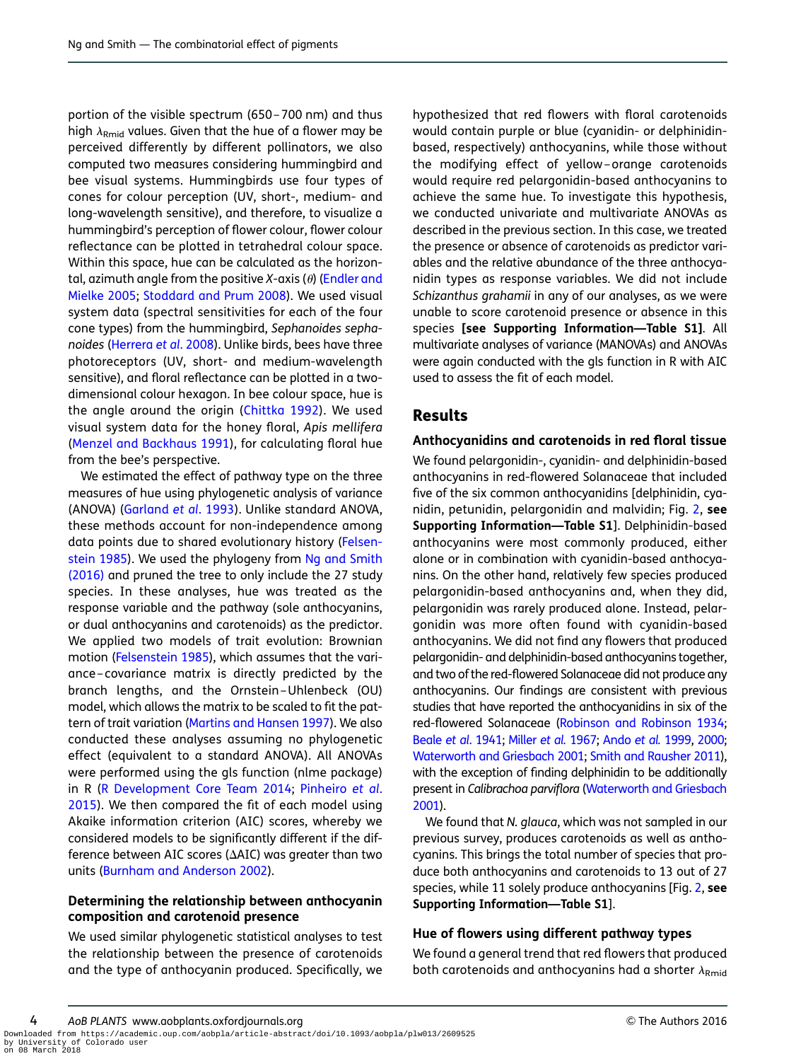portion of the visible spectrum (650 – 700 nm) and thus high $\lambda_{Rmid}$ values. Given that the hue of a flower may be perceived differently by different pollinators, we also computed two measures considering hummingbird and bee visual systems. Hummingbirds use four types of cones for colour perception (UV, short-, medium- and long-wavelength sensitive), and therefore, to visualize a hummingbird's perception of flower colour, flower colour reflectance can be plotted in tetrahedral colour space. Within this space, hue can be calculated as the horizontal, azimuth angle from the positive *X*-axis ($\theta$) (Endler and Mielke 2005; Stoddard and Prum 2008). We used visual system data (spectral sensitivities for each of the four cone types) from the hummingbird, *Sephanoides sephanoides* (Herrera *et al.* 2008). Unlike birds, bees have three photoreceptors (UV, short- and medium-wavelength sensitive), and floral reflectance can be plotted in a two-dimensional colour hexagon. In bee colour space, hue is the angle around the origin (Chittka 1992). We used visual system data for the honey floral, *Apis mellifera* (Menzel and Backhaus 1991), for calculating floral hue from the bee's perspective.

We estimated the effect of pathway type on the three measures of hue using phylogenetic analysis of variance (ANOVA) (Garland *et al.* 1993). Unlike standard ANOVA, these methods account for non-independence among data points due to shared evolutionary history (Felsenstein 1985). We used the phylogeny from Ng and Smith (2016) and pruned the tree to only include the 27 study species. In these analyses, hue was treated as the response variable and the pathway (sole anthocyanins, or dual anthocyanins and carotenoids) as the predictor. We applied two models of trait evolution: Brownian motion (Felsenstein 1985), which assumes that the variance–covariance matrix is directly predicted by the branch lengths, and the Ornstein–Uhlenbeck (OU) model, which allows the matrix to be scaled to fit the pattern of trait variation (Martins and Hansen 1997). We also conducted these analyses assuming no phylogenetic effect (equivalent to a standard ANOVA). All ANOVAs were performed using the gls function (nlme package) in R (R Development Core Team 2014; Pinheiro *et al.* 2015). We then compared the fit of each model using Akaike information criterion (AIC) scores, whereby we considered models to be significantly different if the difference between AIC scores ($\Delta$AIC) was greater than two units (Burnham and Anderson 2002).

### Determining the relationship between anthocyanin composition and carotenoid presence

We used similar phylogenetic statistical analyses to test the relationship between the presence of carotenoids and the type of anthocyanin produced. Specifically, we hypothesized that red flowers with floral carotenoids would contain purple or blue (cyanidin- or delphinidin-based, respectively) anthocyanins, while those without the modifying effect of yellow–orange carotenoids would require red pelargonidin-based anthocyanins to achieve the same hue. To investigate this hypothesis, we conducted univariate and multivariate ANOVAs as described in the previous section. In this case, we treated the presence or absence of carotenoids as predictor variables and the relative abundance of the three anthocyanidin types as response variables. We did not include *Schizanthus grahamii* in any of our analyses, as we were unable to score carotenoid presence or absence in this species **[see Supporting Information—Table S1]**. All multivariate analyses of variance (MANOVAs) and ANOVAs were again conducted with the gls function in R with AIC used to assess the fit of each model.

## Results

### Anthocyanidins and carotenoids in red floral tissue

We found pelargonidin-, cyanidin- and delphinidin-based anthocyanins in red-flowered Solanaceae that included five of the six common anthocyanidins [delphinidin, cyanidin, petunidin, pelargonidin and malvidin; Fig. 2, **see Supporting Information—Table S1**]. Delphinidin-based anthocyanins were most commonly produced, either alone or in combination with cyanidin-based anthocyanins. On the other hand, relatively few species produced pelargonidin-based anthocyanins and, when they did, pelargonidin was rarely produced alone. Instead, pelargonidin was more often found with cyanidin-based anthocyanins. We did not find any flowers that produced pelargonidin- and delphinidin-based anthocyanins together, and two of the red-flowered Solanaceae did not produce any anthocyanins. Our findings are consistent with previous studies that have reported the anthocyanidins in six of the red-flowered Solanaceae (Robinson and Robinson 1934; Beale *et al.* 1941; Miller *et al.* 1967; Ando *et al.* 1999, 2000; Waterworth and Griesbach 2001; Smith and Rausher 2011), with the exception of finding delphinidin to be additionally present in *Calibrachoa parviflora* (Waterworth and Griesbach 2001).

We found that *N. glauca*, which was not sampled in our previous survey, produces carotenoids as well as anthocyanins. This brings the total number of species that produce both anthocyanins and carotenoids to 13 out of 27 species, while 11 solely produce anthocyanins [Fig. 2, **see Supporting Information—Table S1**].

### Hue of flowers using different pathway types

We found a general trend that red flowers that produced both carotenoids and anthocyanins had a shorter $\lambda_{Rmid}$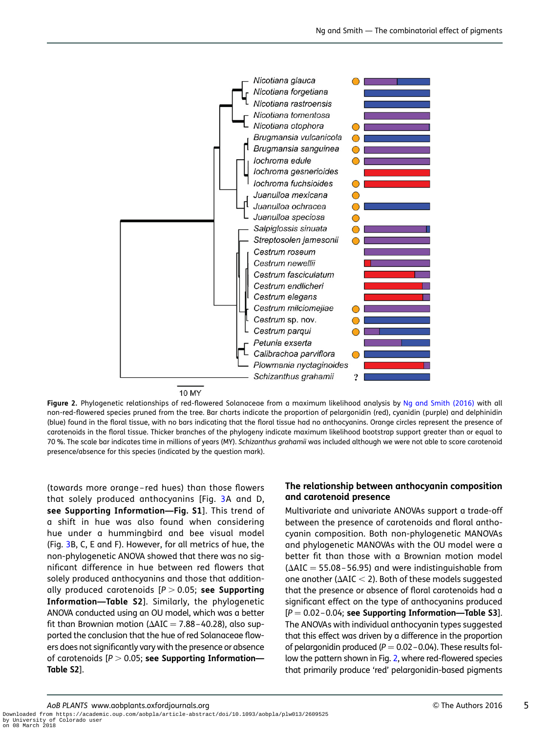Figure 2. Phylogenetic relationships of red-flowered Solanaceae from a maximum likelihood analysis by Ng and Smith (2016) with all non-red-flowered species pruned from the tree. Bar charts indicate the proportion of pelargonidin (red), cyanidin (purple) and delphinidin (blue) found in the floral tissue, with no bars indicating that the floral tissue had no anthocyanins. Orange circles represent the presence of carotenoids in the floral tissue. Thicker branches of the phylogeny indicate maximum likelihood bootstrap support greater than or equal to 70 %. The scale bar indicates time in millions of years (MY). *Schizanthus grahamii* was included although we were not able to score carotenoid presence/absence for this species (indicated by the question mark).

(towards more orange–red hues) than those flowers that solely produced anthocyanins [Fig. 3A and D, **see Supporting Information—Fig. S1**]. This trend of a shift in hue was also found when considering hue under a hummingbird and bee visual model (Fig. 3B, C, E and F). However, for all metrics of hue, the non-phylogenetic ANOVA showed that there was no significant difference in hue between red flowers that solely produced anthocyanins and those that additionally produced carotenoids [$P > 0.05$; **see Supporting Information—Table S2**]. Similarly, the phylogenetic ANOVA conducted using an OU model, which was a better fit than Brownian motion ($\Delta AIC = 7.88$–$40.28$), also supported the conclusion that the hue of red Solanaceae flowers does not significantly vary with the presence or absence of carotenoids [$P > 0.05$; **see Supporting Information—Table S2**].

### The relationship between anthocyanin composition and carotenoid presence

Multivariate and univariate ANOVAs support a trade-off between the presence of carotenoids and floral anthocyanin composition. Both non-phylogenetic MANOVAs and phylogenetic MANOVAs with the OU model were a better fit than those with a Brownian motion model ($\Delta AIC = 55.08$–$56.95$) and were indistinguishable from one another ($\Delta AIC < 2$). Both of these models suggested that the presence or absence of floral carotenoids had a significant effect on the type of anthocyanins produced [$P = 0.02$–$0.04$; **see Supporting Information—Table S3**]. The ANOVAs with individual anthocyanin types suggested that this effect was driven by a difference in the proportion of pelargonidin produced ($P = 0.02$–$0.04$). These results follow the pattern shown in Fig. 2, where red-flowered species that primarily produce 'red' pelargonidin-based pigments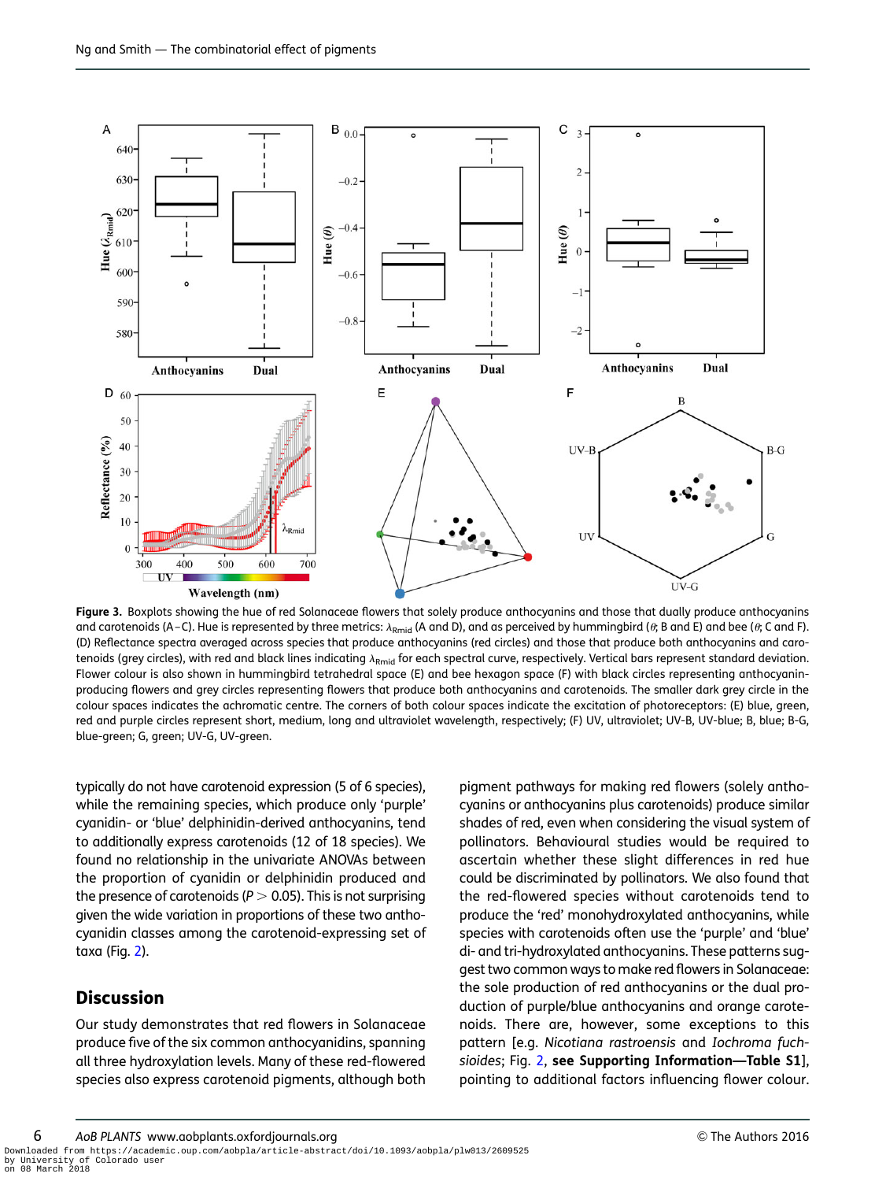**Figure 3.** Boxplots showing the hue of red Solanaceae flowers that solely produce anthocyanins and those that dually produce anthocyanins and carotenoids (A–C). Hue is represented by three metrics: $\lambda_{\mathrm{Rmid}}$ (A and D), and as perceived by hummingbird ($\theta$; B and E) and bee ($\theta$; C and F). (D) Reflectance spectra averaged across species that produce anthocyanins (red circles) and those that produce both anthocyanins and carotenoids (grey circles), with red and black lines indicating $\lambda_{\mathrm{Rmid}}$ for each spectral curve, respectively. Vertical bars represent standard deviation. Flower colour is also shown in hummingbird tetrahedral space (E) and bee hexagon space (F) with black circles representing anthocyanin-producing flowers and grey circles representing flowers that produce both anthocyanins and carotenoids. The smaller dark grey circle in the colour spaces indicates the achromatic centre. The corners of both colour spaces indicate the excitation of photoreceptors: (E) blue, green, red and purple circles represent short, medium, long and ultraviolet wavelength, respectively; (F) UV, ultraviolet; UV-B, UV-blue; B, blue; B-G, blue-green; G, green; UV-G, UV-green.

typically do not have carotenoid expression (5 of 6 species), while the remaining species, which produce only 'purple' cyanidin- or 'blue' delphinidin-derived anthocyanins, tend to additionally express carotenoids (12 of 18 species). We found no relationship in the univariate ANOVAs between the proportion of cyanidin or delphinidin produced and the presence of carotenoids ($P > 0.05$). This is not surprising given the wide variation in proportions of these two anthocyanidin classes among the carotenoid-expressing set of taxa (Fig. 2).

## Discussion

Our study demonstrates that red flowers in Solanaceae produce five of the six common anthocyanidins, spanning all three hydroxylation levels. Many of these red-flowered species also express carotenoid pigments, although both pigment pathways for making red flowers (solely anthocyanins or anthocyanins plus carotenoids) produce similar shades of red, even when considering the visual system of pollinators. Behavioural studies would be required to ascertain whether these slight differences in red hue could be discriminated by pollinators. We also found that the red-flowered species without carotenoids tend to produce the 'red' monohydroxylated anthocyanins, while species with carotenoids often use the 'purple' and 'blue' di- and tri-hydroxylated anthocyanins. These patterns suggest two common ways to make red flowers in Solanaceae: the sole production of red anthocyanins or the dual production of purple/blue anthocyanins and orange carotenoids. There are, however, some exceptions to this pattern [e.g. *Nicotiana rastroensis* and *Iochroma fuchsioides*; Fig. 2, **see Supporting Information—Table S1**], pointing to additional factors influencing flower colour.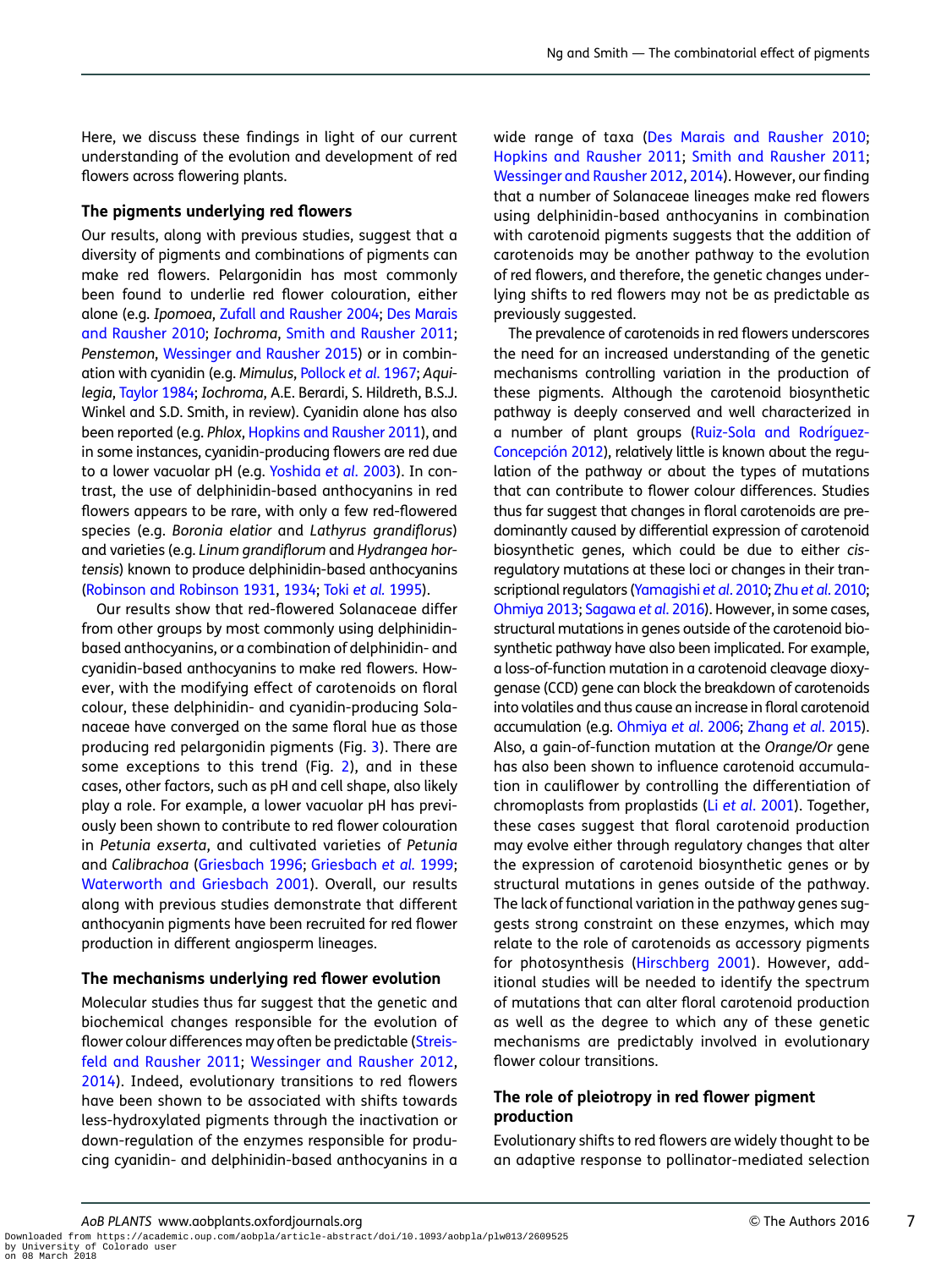Here, we discuss these findings in light of our current understanding of the evolution and development of red flowers across flowering plants.

## The pigments underlying red flowers

Our results, along with previous studies, suggest that a diversity of pigments and combinations of pigments can make red flowers. Pelargonidin has most commonly been found to underlie red flower colouration, either alone (e.g. *Ipomoea*, Zufall and Rausher 2004; Des Marais and Rausher 2010; *Iochroma*, Smith and Rausher 2011; *Penstemon*, Wessinger and Rausher 2015) or in combination with cyanidin (e.g. *Mimulus*, Pollock *et al.* 1967; *Aquilegia*, Taylor 1984; *Iochroma*, A.E. Berardi, S. Hildreth, B.S.J. Winkel and S.D. Smith, in review). Cyanidin alone has also been reported (e.g. *Phlox*, Hopkins and Rausher 2011), and in some instances, cyanidin-producing flowers are red due to a lower vacuolar pH (e.g. Yoshida *et al.* 2003). In contrast, the use of delphinidin-based anthocyanins in red flowers appears to be rare, with only a few red-flowered species (e.g. *Boronia elatior* and *Lathyrus grandiflorus*) and varieties (e.g. *Linum grandiflorum* and *Hydrangea hortensis*) known to produce delphinidin-based anthocyanins (Robinson and Robinson 1931, 1934; Toki *et al.* 1995).

Our results show that red-flowered Solanaceae differ from other groups by most commonly using delphinidin-based anthocyanins, or a combination of delphinidin- and cyanidin-based anthocyanins to make red flowers. However, with the modifying effect of carotenoids on floral colour, these delphinidin- and cyanidin-producing Solanaceae have converged on the same floral hue as those producing red pelargonidin pigments (Fig. 3). There are some exceptions to this trend (Fig. 2), and in these cases, other factors, such as pH and cell shape, also likely play a role. For example, a lower vacuolar pH has previously been shown to contribute to red flower colouration in *Petunia exserta*, and cultivated varieties of *Petunia* and *Calibrachoa* (Griesbach 1996; Griesbach *et al.* 1999; Waterworth and Griesbach 2001). Overall, our results along with previous studies demonstrate that different anthocyanin pigments have been recruited for red flower production in different angiosperm lineages.

## The mechanisms underlying red flower evolution

Molecular studies thus far suggest that the genetic and biochemical changes responsible for the evolution of flower colour differences may often be predictable (Streisfeld and Rausher 2011; Wessinger and Rausher 2012, 2014). Indeed, evolutionary transitions to red flowers have been shown to be associated with shifts towards less-hydroxylated pigments through the inactivation or down-regulation of the enzymes responsible for producing cyanidin- and delphinidin-based anthocyanins in a wide range of taxa (Des Marais and Rausher 2010; Hopkins and Rausher 2011; Smith and Rausher 2011; Wessinger and Rausher 2012, 2014). However, our finding that a number of Solanaceae lineages make red flowers using delphinidin-based anthocyanins in combination with carotenoid pigments suggests that the addition of carotenoids may be another pathway to the evolution of red flowers, and therefore, the genetic changes underlying shifts to red flowers may not be as predictable as previously suggested.

The prevalence of carotenoids in red flowers underscores the need for an increased understanding of the genetic mechanisms controlling variation in the production of these pigments. Although the carotenoid biosynthetic pathway is deeply conserved and well characterized in a number of plant groups (Ruiz-Sola and Rodríguez-Concepción 2012), relatively little is known about the regulation of the pathway or about the types of mutations that can contribute to flower colour differences. Studies thus far suggest that changes in floral carotenoids are predominantly caused by differential expression of carotenoid biosynthetic genes, which could be due to either *cis*-regulatory mutations at these loci or changes in their transcriptional regulators (Yamagishi *et al.* 2010; Zhu *et al.* 2010; Ohmiya 2013; Sagawa *et al.* 2016). However, in some cases, structural mutations in genes outside of the carotenoid biosynthetic pathway have also been implicated. For example, a loss-of-function mutation in a carotenoid cleavage dioxygenase (CCD) gene can block the breakdown of carotenoids into volatiles and thus cause an increase in floral carotenoid accumulation (e.g. Ohmiya *et al.* 2006; Zhang *et al.* 2015). Also, a gain-of-function mutation at the *Orange/Or* gene has also been shown to influence carotenoid accumulation in cauliflower by controlling the differentiation of chromoplasts from proplastids (Li *et al.* 2001). Together, these cases suggest that floral carotenoid production may evolve either through regulatory changes that alter the expression of carotenoid biosynthetic genes or by structural mutations in genes outside of the pathway. The lack of functional variation in the pathway genes suggests strong constraint on these enzymes, which may relate to the role of carotenoids as accessory pigments for photosynthesis (Hirschberg 2001). However, additional studies will be needed to identify the spectrum of mutations that can alter floral carotenoid production as well as the degree to which any of these genetic mechanisms are predictably involved in evolutionary flower colour transitions.

## The role of pleiotropy in red flower pigment production

Evolutionary shifts to red flowers are widely thought to be an adaptive response to pollinator-mediated selection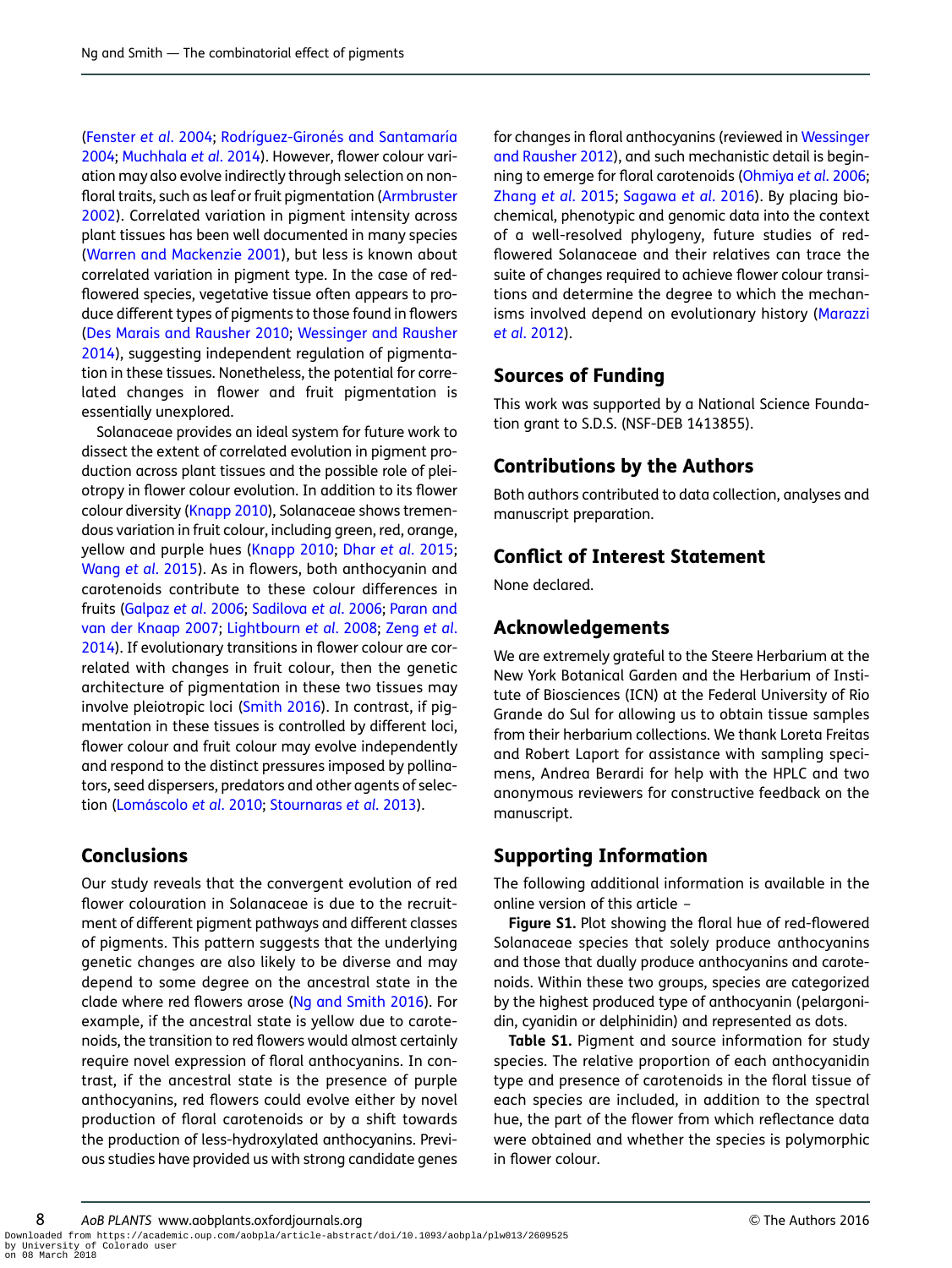(Fenster *et al.* 2004; Rodríguez-Gironés and Santamaría 2004; Muchhala *et al.* 2014). However, flower colour variation may also evolve indirectly through selection on non-floral traits, such as leaf or fruit pigmentation (Armbruster 2002). Correlated variation in pigment intensity across plant tissues has been well documented in many species (Warren and Mackenzie 2001), but less is known about correlated variation in pigment type. In the case of red-flowered species, vegetative tissue often appears to produce different types of pigments to those found in flowers (Des Marais and Rausher 2010; Wessinger and Rausher 2014), suggesting independent regulation of pigmentation in these tissues. Nonetheless, the potential for correlated changes in flower and fruit pigmentation is essentially unexplored.

Solanaceae provides an ideal system for future work to dissect the extent of correlated evolution in pigment production across plant tissues and the possible role of pleiotropy in flower colour evolution. In addition to its flower colour diversity (Knapp 2010), Solanaceae shows tremendous variation in fruit colour, including green, red, orange, yellow and purple hues (Knapp 2010; Dhar *et al.* 2015; Wang *et al.* 2015). As in flowers, both anthocyanin and carotenoids contribute to these colour differences in fruits (Galpaz *et al.* 2006; Sadilova *et al.* 2006; Paran and van der Knaap 2007; Lightbourn *et al.* 2008; Zeng *et al.* 2014). If evolutionary transitions in flower colour are correlated with changes in fruit colour, then the genetic architecture of pigmentation in these two tissues may involve pleiotropic loci (Smith 2016). In contrast, if pigmentation in these tissues is controlled by different loci, flower colour and fruit colour may evolve independently and respond to the distinct pressures imposed by pollinators, seed dispersers, predators and other agents of selection (Lomáscolo *et al.* 2010; Stournaras *et al.* 2013).

## Conclusions

Our study reveals that the convergent evolution of red flower colouration in Solanaceae is due to the recruitment of different pigment pathways and different classes of pigments. This pattern suggests that the underlying genetic changes are also likely to be diverse and may depend to some degree on the ancestral state in the clade where red flowers arose (Ng and Smith 2016). For example, if the ancestral state is yellow due to carotenoids, the transition to red flowers would almost certainly require novel expression of floral anthocyanins. In contrast, if the ancestral state is the presence of purple anthocyanins, red flowers could evolve either by novel production of floral carotenoids or by a shift towards the production of less-hydroxylated anthocyanins. Previous studies have provided us with strong candidate genes for changes in floral anthocyanins (reviewed in Wessinger and Rausher 2012), and such mechanistic detail is beginning to emerge for floral carotenoids (Ohmiya *et al.* 2006; Zhang *et al.* 2015; Sagawa *et al.* 2016). By placing biochemical, phenotypic and genomic data into the context of a well-resolved phylogeny, future studies of red-flowered Solanaceae and their relatives can trace the suite of changes required to achieve flower colour transitions and determine the degree to which the mechanisms involved depend on evolutionary history (Marazzi *et al.* 2012).

## Sources of Funding

This work was supported by a National Science Foundation grant to S.D.S. (NSF-DEB 1413855).

## Contributions by the Authors

Both authors contributed to data collection, analyses and manuscript preparation.

## Conflict of Interest Statement

None declared.

## Acknowledgements

We are extremely grateful to the Steere Herbarium at the New York Botanical Garden and the Herbarium of Institute of Biosciences (ICN) at the Federal University of Rio Grande do Sul for allowing us to obtain tissue samples from their herbarium collections. We thank Loreta Freitas and Robert Laport for assistance with sampling specimens, Andrea Berardi for help with the HPLC and two anonymous reviewers for constructive feedback on the manuscript.

## Supporting Information

The following additional information is available in the online version of this article –

**Figure S1.** Plot showing the floral hue of red-flowered Solanaceae species that solely produce anthocyanins and those that dually produce anthocyanins and carotenoids. Within these two groups, species are categorized by the highest produced type of anthocyanin (pelargonidin, cyanidin or delphinidin) and represented as dots.

**Table S1.** Pigment and source information for study species. The relative proportion of each anthocyanidin type and presence of carotenoids in the floral tissue of each species are included, in addition to the spectral hue, the part of the flower from which reflectance data were obtained and whether the species is polymorphic in flower colour.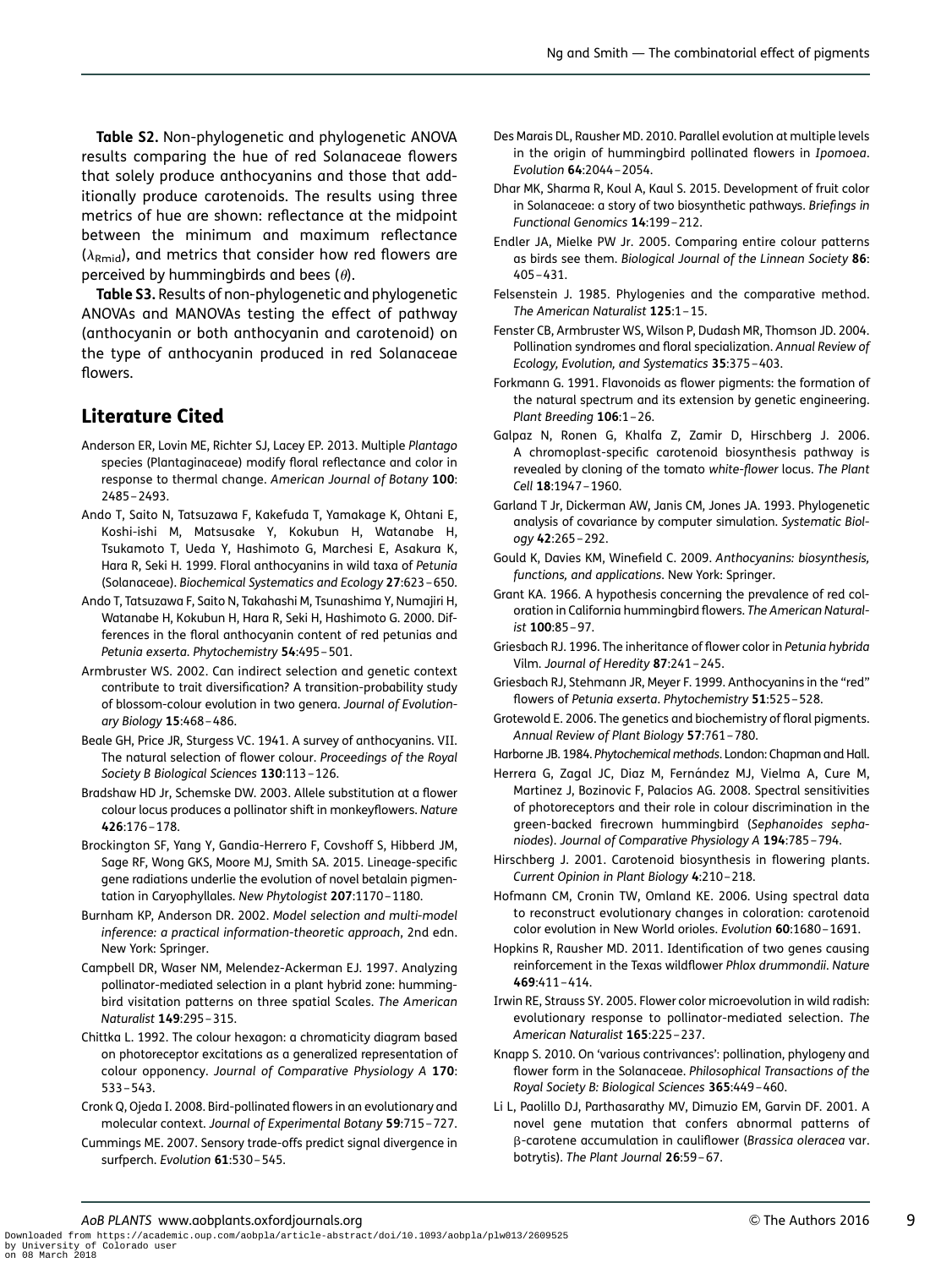**Table S2.** Non-phylogenetic and phylogenetic ANOVA results comparing the hue of red Solanaceae flowers that solely produce anthocyanins and those that additionally produce carotenoids. The results using three metrics of hue are shown: reflectance at the midpoint between the minimum and maximum reflectance ($\lambda_{\text{Rmid}}$), and metrics that consider how red flowers are perceived by hummingbirds and bees ($\theta$).

**Table S3.** Results of non-phylogenetic and phylogenetic ANOVAs and MANOVAs testing the effect of pathway (anthocyanin or both anthocyanin and carotenoid) on the type of anthocyanin produced in red Solanaceae flowers.

## Literature Cited

Anderson ER, Lovin ME, Richter SJ, Lacey EP. 2013. Multiple *Plantago* species (Plantaginaceae) modify floral reflectance and color in response to thermal change. *American Journal of Botany* **100**: 2485–2493.

Ando T, Saito N, Tatsuzawa F, Kakefuda T, Yamakage K, Ohtani E, Koshi-ishi M, Matsusake Y, Kokubun H, Watanabe H, Tsukamoto T, Ueda Y, Hashimoto G, Marchesi E, Asakura K, Hara R, Seki H. 1999. Floral anthocyanins in wild taxa of *Petunia* (Solanaceae). *Biochemical Systematics and Ecology* **27**:623–650.

Ando T, Tatsuzawa F, Saito N, Takahashi M, Tsunashima Y, Numajiri H, Watanabe H, Kokubun H, Hara R, Seki H, Hashimoto G. 2000. Differences in the floral anthocyanin content of red petunias and *Petunia exserta*. *Phytochemistry* **54**:495–501.

Armbruster WS. 2002. Can indirect selection and genetic context contribute to trait diversification? A transition-probability study of blossom-colour evolution in two genera. *Journal of Evolutionary Biology* **15**:468–486.

Beale GH, Price JR, Sturgess VC. 1941. A survey of anthocyanins. VII. The natural selection of flower colour. *Proceedings of the Royal Society B Biological Sciences* **130**:113–126.

Bradshaw HD Jr, Schemske DW. 2003. Allele substitution at a flower colour locus produces a pollinator shift in monkeyflowers. *Nature* **426**:176–178.

Brockington SF, Yang Y, Gandia-Herrero F, Covshoff S, Hibberd JM, Sage RF, Wong GKS, Moore MJ, Smith SA. 2015. Lineage-specific gene radiations underlie the evolution of novel betalain pigmentation in Caryophyllales. *New Phytologist* **207**:1170–1180.

Burnham KP, Anderson DR. 2002. *Model selection and multi-model inference: a practical information-theoretic approach*, 2nd edn. New York: Springer.

Campbell DR, Waser NM, Melendez-Ackerman EJ. 1997. Analyzing pollinator-mediated selection in a plant hybrid zone: hummingbird visitation patterns on three spatial Scales. *The American Naturalist* **149**:295–315.

Chittka L. 1992. The colour hexagon: a chromaticity diagram based on photoreceptor excitations as a generalized representation of colour opponency. *Journal of Comparative Physiology A* **170**: 533–543.

Cronk Q, Ojeda I. 2008. Bird-pollinated flowers in an evolutionary and molecular context. *Journal of Experimental Botany* **59**:715–727.

Cummings ME. 2007. Sensory trade-offs predict signal divergence in surfperch. *Evolution* **61**:530–545.

Des Marais DL, Rausher MD. 2010. Parallel evolution at multiple levels in the origin of hummingbird pollinated flowers in *Ipomoea*. *Evolution* **64**:2044–2054.

Dhar MK, Sharma R, Koul A, Kaul S. 2015. Development of fruit color in Solanaceae: a story of two biosynthetic pathways. *Briefings in Functional Genomics* **14**:199–212.

Endler JA, Mielke PW Jr. 2005. Comparing entire colour patterns as birds see them. *Biological Journal of the Linnean Society* **86**: 405–431.

Felsenstein J. 1985. Phylogenies and the comparative method. *The American Naturalist* **125**:1–15.

Fenster CB, Armbruster WS, Wilson P, Dudash MR, Thomson JD. 2004. Pollination syndromes and floral specialization. *Annual Review of Ecology, Evolution, and Systematics* **35**:375–403.

Forkmann G. 1991. Flavonoids as flower pigments: the formation of the natural spectrum and its extension by genetic engineering. *Plant Breeding* **106**:1–26.

Galpaz N, Ronen G, Khalfa Z, Zamir D, Hirschberg J. 2006. A chromoplast-specific carotenoid biosynthesis pathway is revealed by cloning of the tomato *white-flower* locus. *The Plant Cell* **18**:1947–1960.

Garland T Jr, Dickerman AW, Janis CM, Jones JA. 1993. Phylogenetic analysis of covariance by computer simulation. *Systematic Biology* **42**:265–292.

Gould K, Davies KM, Winefield C. 2009. *Anthocyanins: biosynthesis, functions, and applications*. New York: Springer.

Grant KA. 1966. A hypothesis concerning the prevalence of red coloration in California hummingbird flowers. *The American Naturalist* **100**:85–97.

Griesbach RJ. 1996. The inheritance of flower color in *Petunia hybrida* Vilm. *Journal of Heredity* **87**:241–245.

Griesbach RJ, Stehmann JR, Meyer F. 1999. Anthocyanins in the "red" flowers of *Petunia exserta*. *Phytochemistry* **51**:525–528.

Grotewold E. 2006. The genetics and biochemistry of floral pigments. *Annual Review of Plant Biology* **57**:761–780.

Harborne JB. 1984. *Phytochemical methods*. London: Chapman and Hall.

Herrera G, Zagal JC, Diaz M, Fernández MJ, Vielma A, Cure M, Martinez J, Bozinovic F, Palacios AG. 2008. Spectral sensitivities of photoreceptors and their role in colour discrimination in the green-backed firecrown hummingbird (*Sephanoides sephaniodes*). *Journal of Comparative Physiology A* **194**:785–794.

Hirschberg J. 2001. Carotenoid biosynthesis in flowering plants. *Current Opinion in Plant Biology* **4**:210–218.

Hofmann CM, Cronin TW, Omland KE. 2006. Using spectral data to reconstruct evolutionary changes in coloration: carotenoid color evolution in New World orioles. *Evolution* **60**:1680–1691.

Hopkins R, Rausher MD. 2011. Identification of two genes causing reinforcement in the Texas wildflower *Phlox drummondii*. *Nature* **469**:411–414.

Irwin RE, Strauss SY. 2005. Flower color microevolution in wild radish: evolutionary response to pollinator-mediated selection. *The American Naturalist* **165**:225–237.

Knapp S. 2010. On 'various contrivances': pollination, phylogeny and flower form in the Solanaceae. *Philosophical Transactions of the Royal Society B: Biological Sciences* **365**:449–460.

Li L, Paolillo DJ, Parthasarathy MV, Dimuzio EM, Garvin DF. 2001. A novel gene mutation that confers abnormal patterns of β-carotene accumulation in cauliflower (*Brassica oleracea* var. botrytis). *The Plant Journal* **26**:59–67.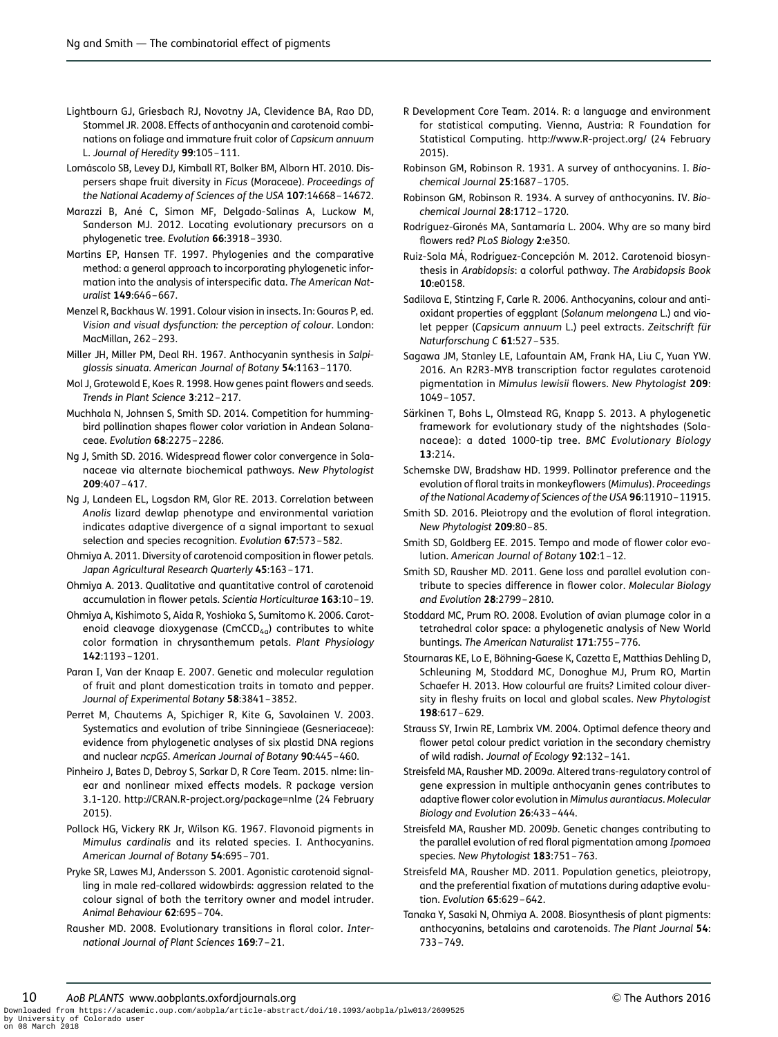Lightbourn GJ, Griesbach RJ, Novotny JA, Clevidence BA, Rao DD, Stommel JR. 2008. Effects of anthocyanin and carotenoid combinations on foliage and immature fruit color of *Capsicum annuum* L. *Journal of Heredity* **99**:105–111.

Lomáscolo SB, Levey DJ, Kimball RT, Bolker BM, Alborn HT. 2010. Dispersers shape fruit diversity in *Ficus* (Moraceae). *Proceedings of the National Academy of Sciences of the USA* **107**:14668–14672.

Marazzi B, Ané C, Simon MF, Delgado-Salinas A, Luckow M, Sanderson MJ. 2012. Locating evolutionary precursors on a phylogenetic tree. *Evolution* **66**:3918–3930.

Martins EP, Hansen TF. 1997. Phylogenies and the comparative method: a general approach to incorporating phylogenetic information into the analysis of interspecific data. *The American Naturalist* **149**:646–667.

Menzel R, Backhaus W. 1991. Colour vision in insects. In: Gouras P, ed. *Vision and visual dysfunction: the perception of colour*. London: MacMillan, 262–293.

Miller JH, Miller PM, Deal RH. 1967. Anthocyanin synthesis in *Salpiglossis sinuata*. *American Journal of Botany* **54**:1163–1170.

Mol J, Grotewold E, Koes R. 1998. How genes paint flowers and seeds. *Trends in Plant Science* **3**:212–217.

Muchhala N, Johnsen S, Smith SD. 2014. Competition for hummingbird pollination shapes flower color variation in Andean Solanaceae. *Evolution* **68**:2275–2286.

Ng J, Smith SD. 2016. Widespread flower color convergence in Solanaceae via alternate biochemical pathways. *New Phytologist* **209**:407–417.

Ng J, Landeen EL, Logsdon RM, Glor RE. 2013. Correlation between *Anolis* lizard dewlap phenotype and environmental variation indicates adaptive divergence of a signal important to sexual selection and species recognition. *Evolution* **67**:573–582.

Ohmiya A. 2011. Diversity of carotenoid composition in flower petals. *Japan Agricultural Research Quarterly* **45**:163–171.

Ohmiya A. 2013. Qualitative and quantitative control of carotenoid accumulation in flower petals. *Scientia Horticulturae* **163**:10–19.

Ohmiya A, Kishimoto S, Aida R, Yoshioka S, Sumitomo K. 2006. Carotenoid cleavage dioxygenase ($CmCCD_{4a}$) contributes to white color formation in chrysanthemum petals. *Plant Physiology* **142**:1193–1201.

Paran I, Van der Knaap E. 2007. Genetic and molecular regulation of fruit and plant domestication traits in tomato and pepper. *Journal of Experimental Botany* **58**:3841–3852.

Perret M, Chautems A, Spichiger R, Kite G, Savolainen V. 2003. Systematics and evolution of tribe Sinningieae (Gesneriaceae): evidence from phylogenetic analyses of six plastid DNA regions and nuclear *ncpGS*. *American Journal of Botany* **90**:445–460.

Pinheiro J, Bates D, Debroy S, Sarkar D, R Core Team. 2015. nlme: linear and nonlinear mixed effects models. R package version 3.1-120. http://CRAN.R-project.org/package=nlme (24 February 2015).

Pollock HG, Vickery RK Jr, Wilson KG. 1967. Flavonoid pigments in *Mimulus cardinalis* and its related species. I. Anthocyanins. *American Journal of Botany* **54**:695–701.

Pryke SR, Lawes MJ, Andersson S. 2001. Agonistic carotenoid signalling in male red-collared widowbirds: aggression related to the colour signal of both the territory owner and model intruder. *Animal Behaviour* **62**:695–704.

Rausher MD. 2008. Evolutionary transitions in floral color. *International Journal of Plant Sciences* **169**:7–21.

R Development Core Team. 2014. R: a language and environment for statistical computing. Vienna, Austria: R Foundation for Statistical Computing. http://www.R-project.org/ (24 February 2015).

Robinson GM, Robinson R. 1931. A survey of anthocyanins. I. *Biochemical Journal* **25**:1687–1705.

Robinson GM, Robinson R. 1934. A survey of anthocyanins. IV. *Biochemical Journal* **28**:1712–1720.

Rodríguez-Gironés MA, Santamaría L. 2004. Why are so many bird flowers red? *PLoS Biology* **2**:e350.

Ruiz-Sola MÁ, Rodríguez-Concepción M. 2012. Carotenoid biosynthesis in *Arabidopsis*: a colorful pathway. *The Arabidopsis Book* **10**:e0158.

Sadilova E, Stintzing F, Carle R. 2006. Anthocyanins, colour and antioxidant properties of eggplant (*Solanum melongena* L.) and violet pepper (*Capsicum annuum* L.) peel extracts. *Zeitschrift für Naturforschung C* **61**:527–535.

Sagawa JM, Stanley LE, Lafountain AM, Frank HA, Liu C, Yuan YW. 2016. An R2R3-MYB transcription factor regulates carotenoid pigmentation in *Mimulus lewisii* flowers. *New Phytologist* **209**: 1049–1057.

Särkinen T, Bohs L, Olmstead RG, Knapp S. 2013. A phylogenetic framework for evolutionary study of the nightshades (Solanaceae): a dated 1000-tip tree. *BMC Evolutionary Biology* **13**:214.

Schemske DW, Bradshaw HD. 1999. Pollinator preference and the evolution of floral traits in monkeyflowers (*Mimulus*). *Proceedings of the National Academy of Sciences of the USA* **96**:11910–11915.

Smith SD. 2016. Pleiotropy and the evolution of floral integration. *New Phytologist* **209**:80–85.

Smith SD, Goldberg EE. 2015. Tempo and mode of flower color evolution. *American Journal of Botany* **102**:1–12.

Smith SD, Rausher MD. 2011. Gene loss and parallel evolution contribute to species difference in flower color. *Molecular Biology and Evolution* **28**:2799–2810.

Stoddard MC, Prum RO. 2008. Evolution of avian plumage color in a tetrahedral color space: a phylogenetic analysis of New World buntings. *The American Naturalist* **171**:755–776.

Stournaras KE, Lo E, Böhning-Gaese K, Cazetta E, Matthias Dehling D, Schleuning M, Stoddard MC, Donoghue MJ, Prum RO, Martin Schaefer H. 2013. How colourful are fruits? Limited colour diversity in fleshy fruits on local and global scales. *New Phytologist* **198**:617–629.

Strauss SY, Irwin RE, Lambrix VM. 2004. Optimal defence theory and flower petal colour predict variation in the secondary chemistry of wild radish. *Journal of Ecology* **92**:132–141.

Streisfeld MA, Rausher MD. 2009*a*. Altered trans-regulatory control of gene expression in multiple anthocyanin genes contributes to adaptive flower color evolution in *Mimulus aurantiacus*. *Molecular Biology and Evolution* **26**:433–444.

Streisfeld MA, Rausher MD. 2009*b*. Genetic changes contributing to the parallel evolution of red floral pigmentation among *Ipomoea* species. *New Phytologist* **183**:751–763.

Streisfeld MA, Rausher MD. 2011. Population genetics, pleiotropy, and the preferential fixation of mutations during adaptive evolution. *Evolution* **65**:629–642.

Tanaka Y, Sasaki N, Ohmiya A. 2008. Biosynthesis of plant pigments: anthocyanins, betalains and carotenoids. *The Plant Journal* **54**: 733–749.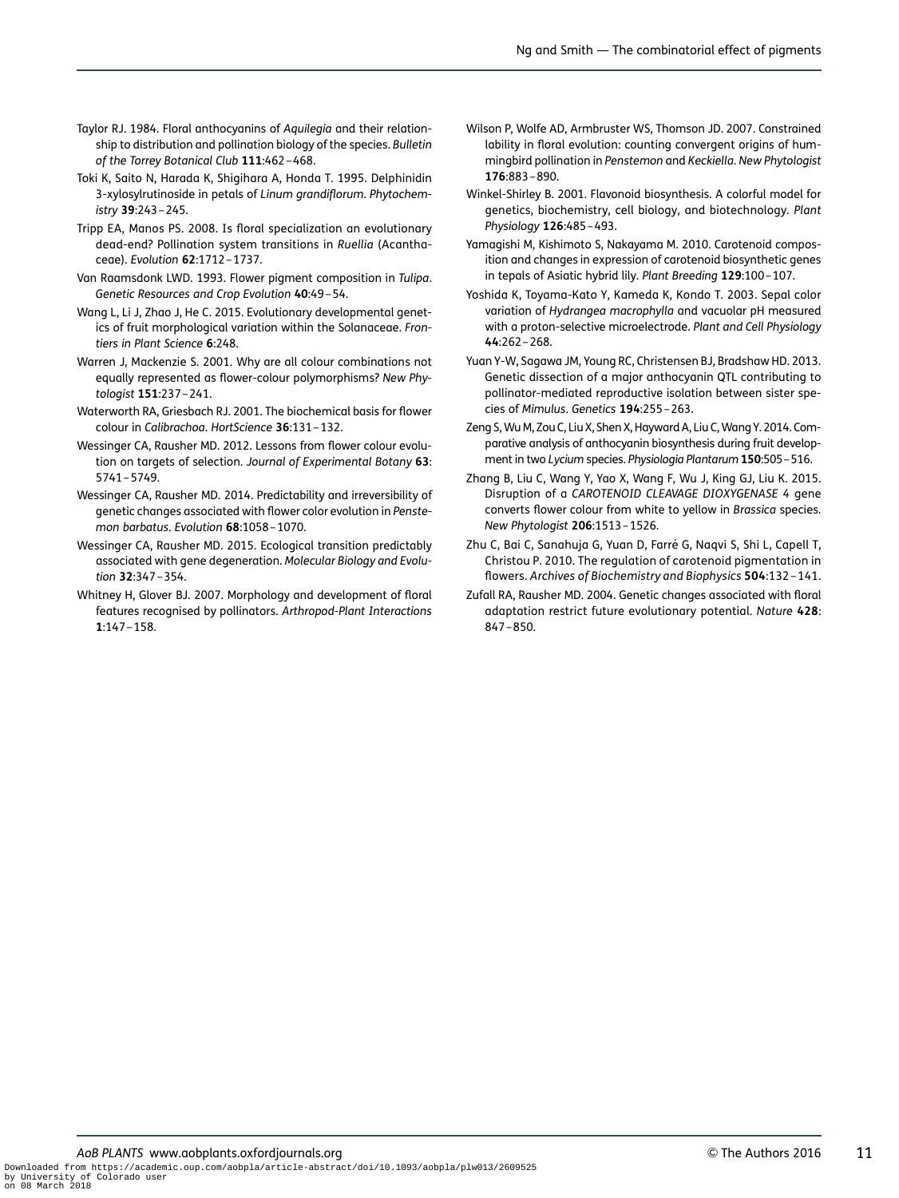Taylor RJ. 1984. Floral anthocyanins of *Aquilegia* and their relationship to distribution and pollination biology of the species. *Bulletin of the Torrey Botanical Club* **111**:462–468.

Toki K, Saito N, Harada K, Shigihara A, Honda T. 1995. Delphinidin 3-xylosylrutinoside in petals of *Linum grandiflorum*. *Phytochemistry* **39**:243–245.

Tripp EA, Manos PS. 2008. Is floral specialization an evolutionary dead-end? Pollination system transitions in *Ruellia* (Acanthaceae). *Evolution* **62**:1712–1737.

Van Raamsdonk LWD. 1993. Flower pigment composition in *Tulipa*. *Genetic Resources and Crop Evolution* **40**:49–54.

Wang L, Li J, Zhao J, He C. 2015. Evolutionary developmental genetics of fruit morphological variation within the Solanaceae. *Frontiers in Plant Science* **6**:248.

Warren J, Mackenzie S. 2001. Why are all colour combinations not equally represented as flower-colour polymorphisms? *New Phytologist* **151**:237–241.

Waterworth RA, Griesbach RJ. 2001. The biochemical basis for flower colour in *Calibrachoa*. *HortScience* **36**:131–132.

Wessinger CA, Rausher MD. 2012. Lessons from flower colour evolution on targets of selection. *Journal of Experimental Botany* **63**: 5741–5749.

Wessinger CA, Rausher MD. 2014. Predictability and irreversibility of genetic changes associated with flower color evolution in *Penstemon barbatus*. *Evolution* **68**:1058–1070.

Wessinger CA, Rausher MD. 2015. Ecological transition predictably associated with gene degeneration. *Molecular Biology and Evolution* **32**:347–354.

Whitney H, Glover BJ. 2007. Morphology and development of floral features recognised by pollinators. *Arthropod-Plant Interactions* **1**:147–158.

Wilson P, Wolfe AD, Armbruster WS, Thomson JD. 2007. Constrained lability in floral evolution: counting convergent origins of hummingbird pollination in *Penstemon* and *Keckiella*. *New Phytologist* **176**:883–890.

Winkel-Shirley B. 2001. Flavonoid biosynthesis. A colorful model for genetics, biochemistry, cell biology, and biotechnology. *Plant Physiology* **126**:485–493.

Yamagishi M, Kishimoto S, Nakayama M. 2010. Carotenoid composition and changes in expression of carotenoid biosynthetic genes in tepals of Asiatic hybrid lily. *Plant Breeding* **129**:100–107.

Yoshida K, Toyama-Kato Y, Kameda K, Kondo T. 2003. Sepal color variation of *Hydrangea macrophylla* and vacuolar pH measured with a proton-selective microelectrode. *Plant and Cell Physiology* **44**:262–268.

Yuan Y-W, Sagawa JM, Young RC, Christensen BJ, Bradshaw HD. 2013. Genetic dissection of a major anthocyanin QTL contributing to pollinator-mediated reproductive isolation between sister species of *Mimulus*. *Genetics* **194**:255–263.

Zeng S, Wu M, Zou C, Liu X, Shen X, Hayward A, Liu C, Wang Y. 2014. Comparative analysis of anthocyanin biosynthesis during fruit development in two *Lycium* species. *Physiologia Plantarum* **150**:505–516.

Zhang B, Liu C, Wang Y, Yao X, Wang F, Wu J, King GJ, Liu K. 2015. Disruption of a *CAROTENOID CLEAVAGE DIOXYGENASE 4* gene converts flower colour from white to yellow in *Brassica* species. *New Phytologist* **206**:1513–1526.

Zhu C, Bai C, Sanahuja G, Yuan D, Farré G, Naqvi S, Shi L, Capell T, Christou P. 2010. The regulation of carotenoid pigmentation in flowers. *Archives of Biochemistry and Biophysics* **504**:132–141.

Zufall RA, Rausher MD. 2004. Genetic changes associated with floral adaptation restrict future evolutionary potential. *Nature* **428**: 847–850.